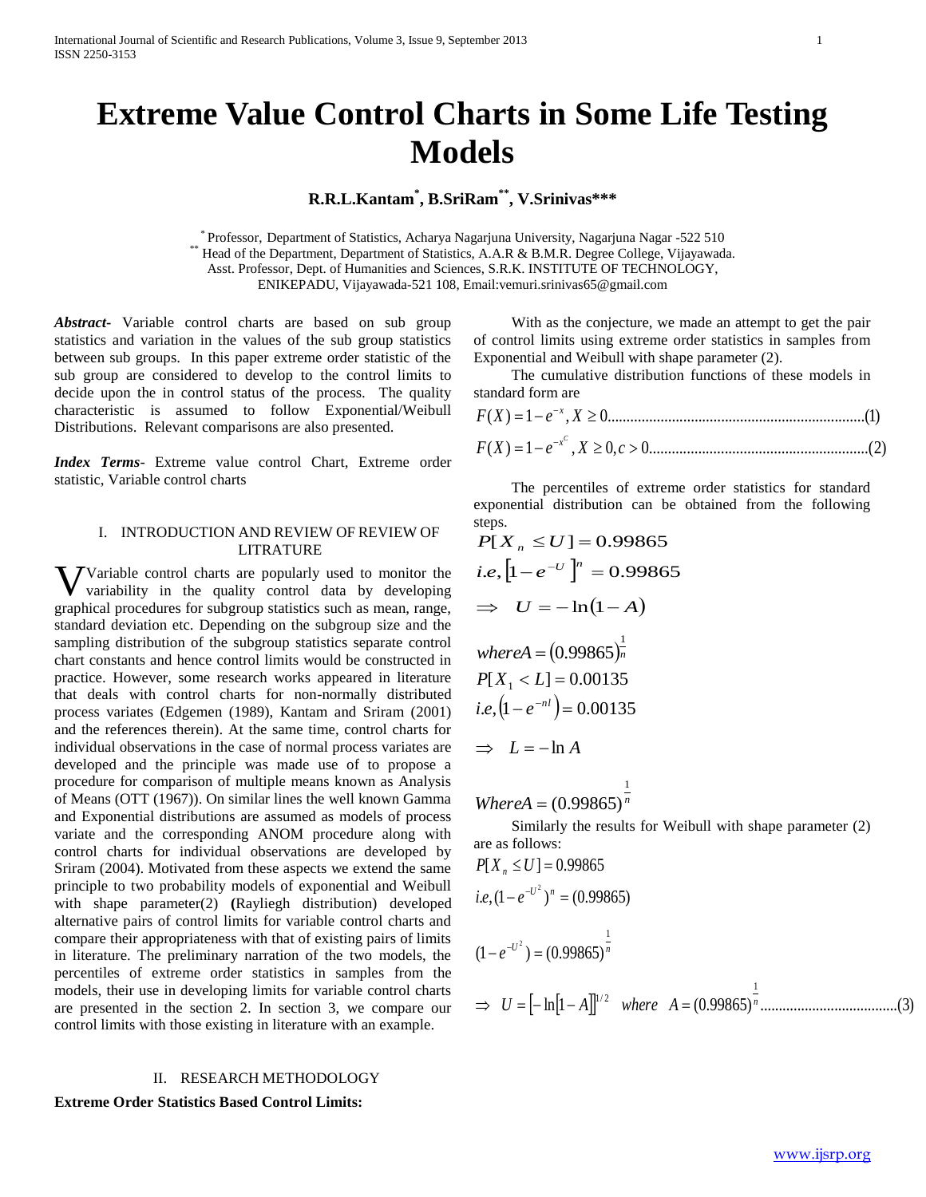# Extreme Value Control Charts in Some Life Testing Models

**R.R.L.Kantam[*], B.SriRam[**], V.Srinivas[***]**

[*] Professor, Department of Statistics, Acharya Nagarjuna University, Nagarjuna Nagar -522 510
[**] Head of the Department, Department of Statistics, A.A.R & B.M.R. Degree College, Vijayawada.
Asst. Professor, Dept. of Humanities and Sciences, S.R.K. INSTITUTE OF TECHNOLOGY, ENIKEPADU, Vijayawada-521 108, Email:vemuri.srinivas65@gmail.com

***Abstract***- Variable control charts are based on sub group statistics and variation in the values of the sub group statistics between sub groups. In this paper extreme order statistic of the sub group are considered to develop to the control limits to decide upon the in control status of the process. The quality characteristic is assumed to follow Exponential/Weibull Distributions. Relevant comparisons are also presented.

***Index Terms***- Extreme value control Chart, Extreme order statistic, Variable control charts

## I. INTRODUCTION AND REVIEW OF REVIEW OF LITRATURE

Variable control charts are popularly used to monitor the variability in the quality control data by developing graphical procedures for subgroup statistics such as mean, range, standard deviation etc. Depending on the subgroup size and the sampling distribution of the subgroup statistics separate control chart constants and hence control limits would be constructed in practice. However, some research works appeared in literature that deals with control charts for non-normally distributed process variates (Edgemen (1989), Kantam and Sriram (2001) and the references therein). At the same time, control charts for individual observations in the case of normal process variates are developed and the principle was made use of to propose a procedure for comparison of multiple means known as Analysis of Means (OTT (1967)). On similar lines the well known Gamma and Exponential distributions are assumed as models of process variate and the corresponding ANOM procedure along with control charts for individual observations are developed by Sriram (2004). Motivated from these aspects we extend the same principle to two probability models of exponential and Weibull with shape parameter(2) **(**Rayliegh distribution) developed alternative pairs of control limits for variable control charts and compare their appropriateness with that of existing pairs of limits in literature. The preliminary narration of the two models, the percentiles of extreme order statistics in samples from the models, their use in developing limits for variable control charts are presented in the section 2. In section 3, we compare our control limits with those existing in literature with an example.

## II. RESEARCH METHODOLOGY

**Extreme Order Statistics Based Control Limits:**

With as the conjecture, we made an attempt to get the pair of control limits using extreme order statistics in samples from Exponential and Weibull with shape parameter (2).

The cumulative distribution functions of these models in standard form are

$$F(X) = 1 - e^{-x}, X \geq 0 \quad \text{.......(1)}$$

$$F(X) = 1 - e^{-x^{C}}, X \geq 0, c > 0 \quad \text{.......(2)}$$

The percentiles of extreme order statistics for standard exponential distribution can be obtained from the following steps.

$$P[X_n \leq U] = 0.99865$$

$$i.e, \left[1 - e^{-U}\right]^n = 0.99865$$

$$\Rightarrow \quad U = -\ln(1 - A)$$

$$where A = (0.99865)^{\frac{1}{n}}$$

$$P[X_1 < L] = 0.00135$$

$$i.e, \left(1 - e^{-nl}\right) = 0.00135$$

$$\Rightarrow \quad L = -\ln A$$

$$Where A = (0.99865)^{\frac{1}{n}}$$

Similarly the results for Weibull with shape parameter (2) are as follows:

$$P[X_n \leq U] = 0.99865$$

$$i.e, (1 - e^{-U^2})^n = (0.99865)$$

$$(1 - e^{-U^2}) = (0.99865)^{\frac{1}{n}}$$

$$\Rightarrow \quad U = \left[-\ln[1 - A]\right]^{1/2} \quad where \quad A = (0.99865)^{\frac{1}{n}} \quad \text{.......(3)}$$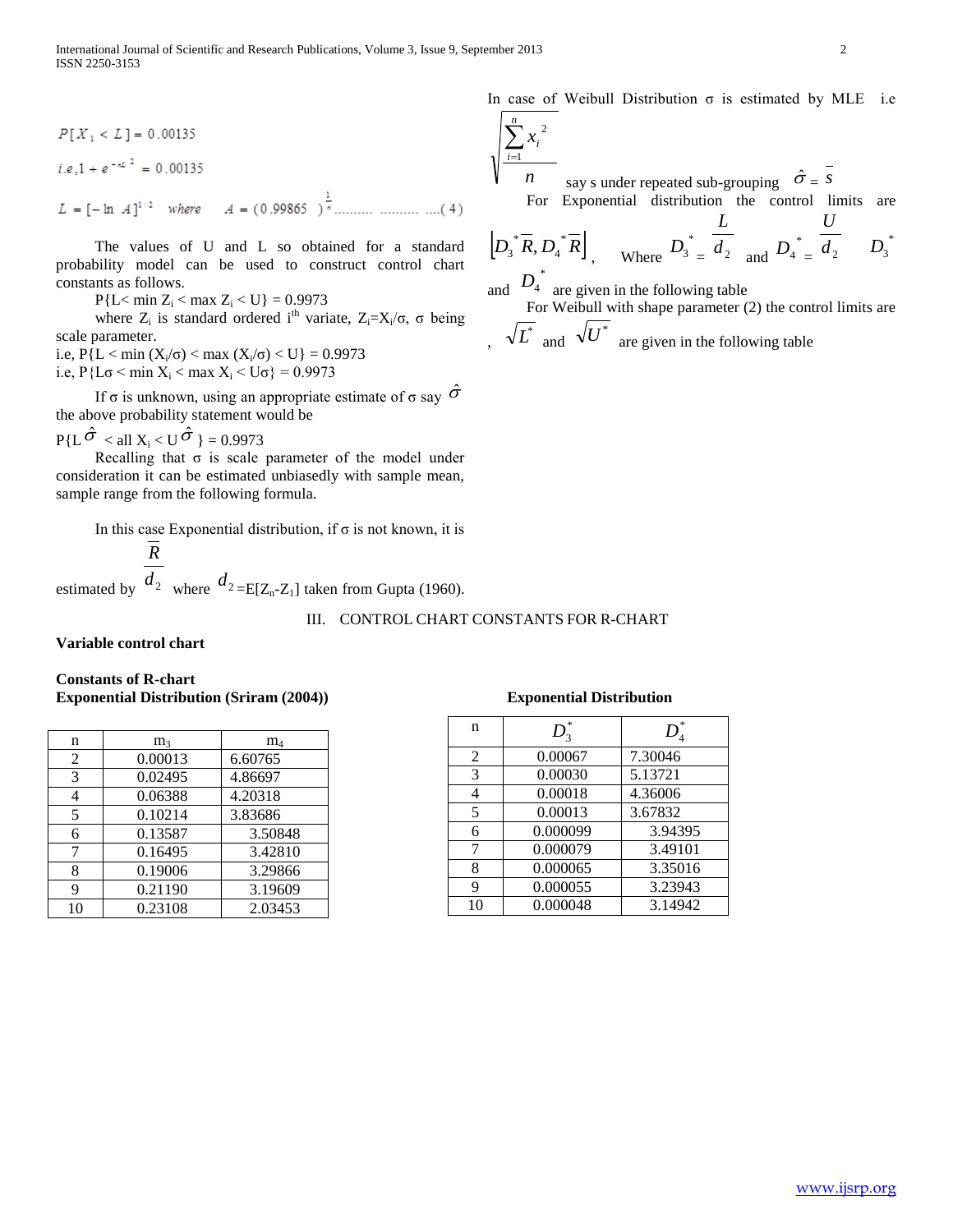$$P[X_1 < L] = 0.00135$$

$$i.e, 1 + e^{-\alpha L^2} = 0.00135$$

$$L = [-\ln A]^{1/2} \quad where \quad A = (0.99865)^{\frac{1}{n}} \text{.......... .......... ....(4)}$$

The values of U and L so obtained for a standard probability model can be used to construct control chart constants as follows.

P{L< min $Z_i$ < max $Z_i$ < U} = 0.9973

where $Z_i$ is standard ordered i[th] variate, $Z_i = X_i/\sigma$, σ being scale parameter.

i.e, P{L < min ($X_i/\sigma$) < max ($X_i/\sigma$) < U} = 0.9973

i.e, P{Lσ < min $X_i$ < max $X_i$ < Uσ} = 0.9973

If σ is unknown, using an appropriate estimate of σ say $\hat{\sigma}$ the above probability statement would be

P{L $\hat{\sigma}$ < all $X_i$ < U $\hat{\sigma}$ } = 0.9973

Recalling that σ is scale parameter of the model under consideration it can be estimated unbiasedly with sample mean, sample range from the following formula.

In this case Exponential distribution, if σ is not known, it is estimated by $\frac{\overline{R}}{d_2}$ where $d_2$=E[$Z_n$-$Z_1$] taken from Gupta (1960).

In case of Weibull Distribution σ is estimated by MLE i.e $\sqrt{\frac{\sum_{i=1}^{n} x_i^2}{n}}$ say s under repeated sub-grouping $\hat{\sigma} = \overline{s}$

For Exponential distribution the control limits are $\left[D_3^*\overline{R}, D_4^*\overline{R}\right]$, Where $D_3^* = \frac{L}{d_2}$ and $D_4^* = \frac{U}{d_2}$ $D_3^*$ and $D_4^*$ are given in the following table

For Weibull with shape parameter (2) the control limits are , $\sqrt{L^*}$ and $\sqrt{U^*}$ are given in the following table

## III. CONTROL CHART CONSTANTS FOR R-CHART

**Variable control chart**

**Constants of R-chart**
**Exponential Distribution (Sriram (2004))**

| n | $m_3$ | $m_4$ |
|---|---|---|
| 2 | 0.00013 | 6.60765 |
| 3 | 0.02495 | 4.86697 |
| 4 | 0.06388 | 4.20318 |
| 5 | 0.10214 | 3.83686 |
| 6 | 0.13587 | 3.50848 |
| 7 | 0.16495 | 3.42810 |
| 8 | 0.19006 | 3.29866 |
| 9 | 0.21190 | 3.19609 |
| 10 | 0.23108 | 2.03453 |

**Exponential Distribution**

| n | $D_3^*$ | $D_4^*$ |
|---|---|---|
| 2 | 0.00067 | 7.30046 |
| 3 | 0.00030 | 5.13721 |
| 4 | 0.00018 | 4.36006 |
| 5 | 0.00013 | 3.67832 |
| 6 | 0.000099 | 3.94395 |
| 7 | 0.000079 | 3.49101 |
| 8 | 0.000065 | 3.35016 |
| 9 | 0.000055 | 3.23943 |
| 10 | 0.000048 | 3.14942 |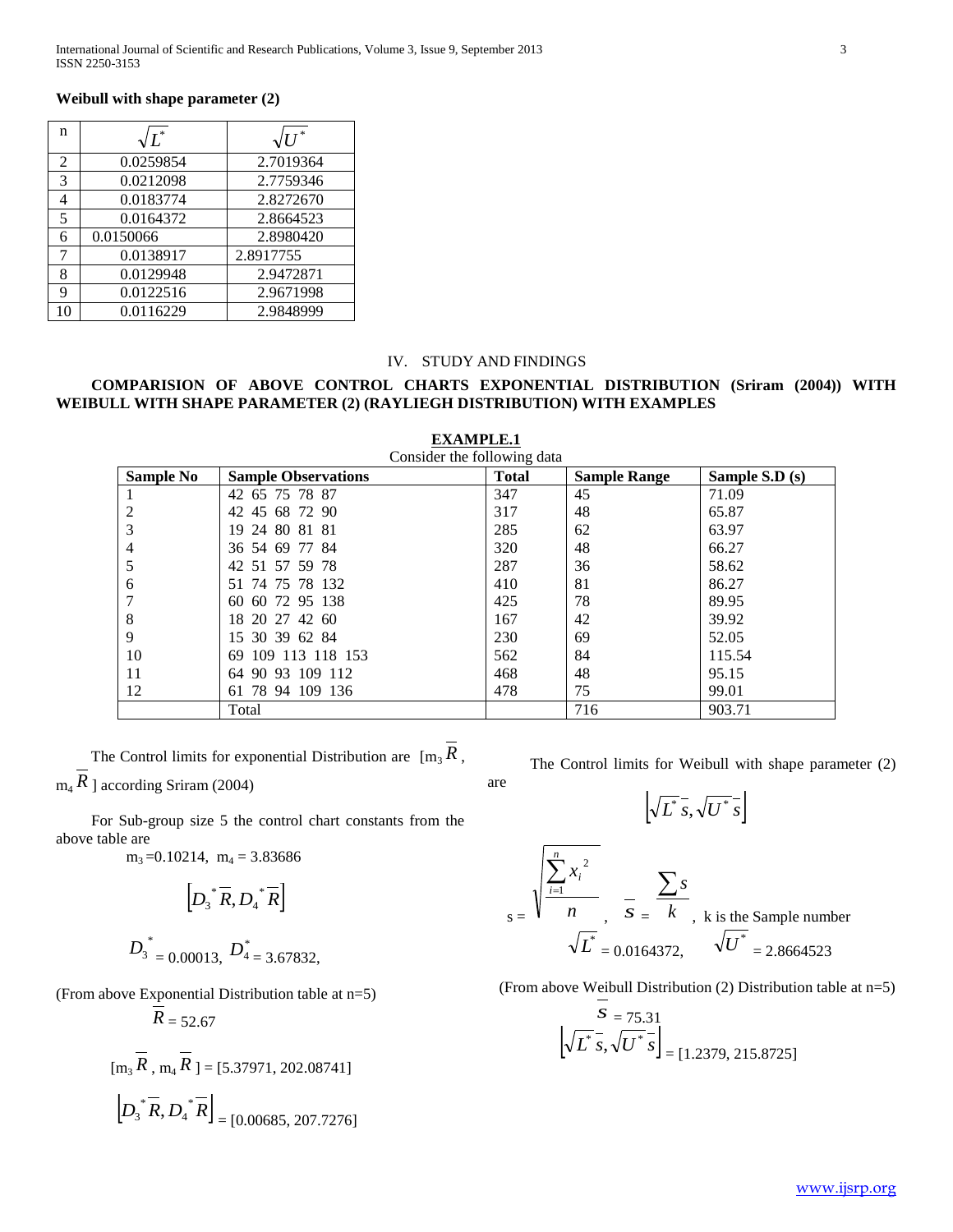**Weibull with shape parameter (2)**

| n | $\sqrt{L^*}$ | $\sqrt{U^*}$ |
|---|---|---|
| 2 | 0.0259854 | 2.7019364 |
| 3 | 0.0212098 | 2.7759346 |
| 4 | 0.0183774 | 2.8272670 |
| 5 | 0.0164372 | 2.8664523 |
| 6 | 0.0150066 | 2.8980420 |
| 7 | 0.0138917 | 2.8917755 |
| 8 | 0.0129948 | 2.9472871 |
| 9 | 0.0122516 | 2.9671998 |
| 10 | 0.0116229 | 2.9848999 |

## IV. STUDY AND FINDINGS

### COMPARISION OF ABOVE CONTROL CHARTS EXPONENTIAL DISTRIBUTION (Sriram (2004)) WITH WEIBULL WITH SHAPE PARAMETER (2) (RAYLIEGH DISTRIBUTION) WITH EXAMPLES

**EXAMPLE.1**

Consider the following data

| Sample No | Sample Observations | Total | Sample Range | Sample S.D (s) |
|---|---|---|---|---|
| 1 | 42 65 75 78 87 | 347 | 45 | 71.09 |
| 2 | 42 45 68 72 90 | 317 | 48 | 65.87 |
| 3 | 19 24 80 81 81 | 285 | 62 | 63.97 |
| 4 | 36 54 69 77 84 | 320 | 48 | 66.27 |
| 5 | 42 51 57 59 78 | 287 | 36 | 58.62 |
| 6 | 51 74 75 78 132 | 410 | 81 | 86.27 |
| 7 | 60 60 72 95 138 | 425 | 78 | 89.95 |
| 8 | 18 20 27 42 60 | 167 | 42 | 39.92 |
| 9 | 15 30 39 62 84 | 230 | 69 | 52.05 |
| 10 | 69 109 113 118 153 | 562 | 84 | 115.54 |
| 11 | 64 90 93 109 112 | 468 | 48 | 95.15 |
| 12 | 61 78 94 109 136 | 478 | 75 | 99.01 |
| | Total | | 716 | 903.71 |

The Control limits for exponential Distribution are $[m_3\overline{R}, m_4\overline{R}]$ according Sriram (2004)

For Sub-group size 5 the control chart constants from the above table are

$m_3 = 0.10214$, $m_4 = 3.83686$

$$\left[D_3^*\overline{R}, D_4^*\overline{R}\right]$$

$D_3^* = 0.00013$, $D_4^* = 3.67832$,

(From above Exponential Distribution table at n=5)

$\overline{R} = 52.67$

$[m_3\overline{R}, m_4\overline{R}] = [5.37971, 202.08741]$

$\left[D_3^*\overline{R}, D_4^*\overline{R}\right] = [0.00685, 207.7276]$

The Control limits for Weibull with shape parameter (2) are

$$\left[\sqrt{L^*}\,\overline{s}, \sqrt{U^*}\,\overline{s}\right]$$

$s = \sqrt{\dfrac{\sum_{i=1}^{n} x_i^2}{n}}$, $\overline{s} = \dfrac{\sum s}{k}$, k is the Sample number

$\sqrt{L^*} = 0.0164372$, $\sqrt{U^*} = 2.8664523$

(From above Weibull Distribution (2) Distribution table at n=5)

$\overline{s} = 75.31$

$\left[\sqrt{L^*}\,\overline{s}, \sqrt{U^*}\,\overline{s}\right] = [1.2379, 215.8725]$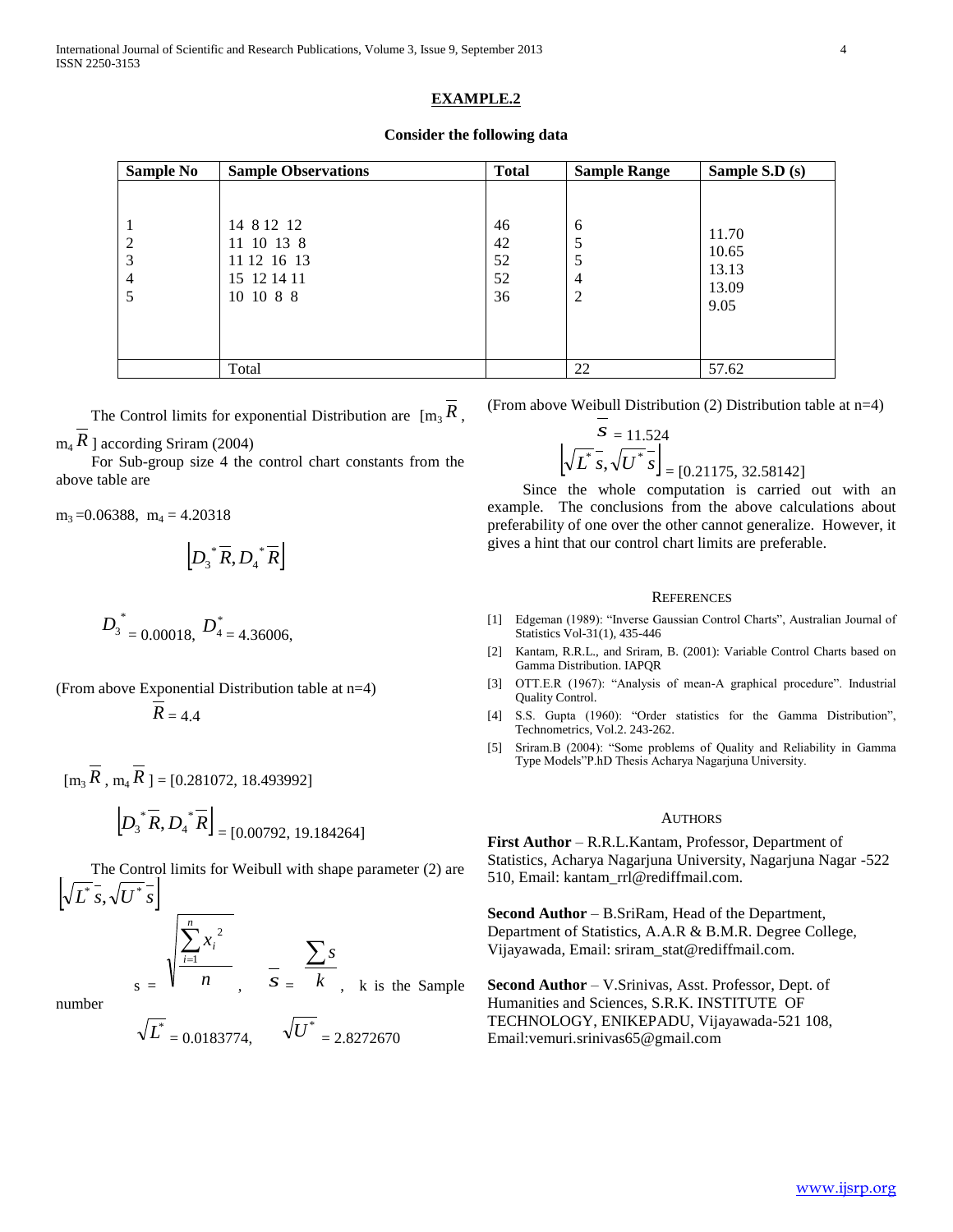**EXAMPLE.2**

**Consider the following data**

| Sample No | Sample Observations | Total | Sample Range | Sample S.D (s) |
|---|---|---|---|---|
| 1 | 14 8 12 12 | 46 | 6 | 11.70 |
| 2 | 11 10 13 8 | 42 | 5 | 10.65 |
| 3 | 11 12 16 13 | 52 | 5 | 13.13 |
| 4 | 15 12 14 11 | 52 | 4 | 13.09 |
| 5 | 10 10 8 8 | 36 | 2 | 9.05 |
| | Total | | 22 | 57.62 |

The Control limits for exponential Distribution are $[m_3 \overline{R}, m_4 \overline{R}]$ according Sriram (2004)

For Sub-group size 4 the control chart constants from the above table are

$m_3 = 0.06388$, $m_4 = 4.20318$

$$\left[D_3^* \overline{R}, D_4^* \overline{R}\right]$$

$D_3^* = 0.00018$, $D_4^* = 4.36006$,

(From above Exponential Distribution table at n=4)

$\overline{R} = 4.4$

$[m_3 \overline{R}, m_4 \overline{R}] = [0.281072, 18.493992]$

$\left[D_3^* \overline{R}, D_4^* \overline{R}\right] = [0.00792, 19.184264]$

The Control limits for Weibull with shape parameter (2) are $\left[\sqrt{L^*}\,\overline{s}, \sqrt{U^*}\,\overline{s}\right]$

$s = \sqrt{\dfrac{\sum_{i=1}^{n} x_i^2}{n}}$, $\overline{s} = \dfrac{\sum s}{k}$, k is the Sample number

$\sqrt{L^*} = 0.0183774$, $\sqrt{U^*} = 2.8272670$

(From above Weibull Distribution (2) Distribution table at n=4)

$\overline{s} = 11.524$

$\left[\sqrt{L^*}\,\overline{s}, \sqrt{U^*}\,\overline{s}\right] = [0.21175, 32.58142]$

Since the whole computation is carried out with an example. The conclusions from the above calculations about preferability of one over the other cannot generalize. However, it gives a hint that our control chart limits are preferable.

## REFERENCES

[1] Edgeman (1989): "Inverse Gaussian Control Charts", Australian Journal of Statistics Vol-31(1), 435-446

[2] Kantam, R.R.L., and Sriram, B. (2001): Variable Control Charts based on Gamma Distribution. IAPQR

[3] OTT.E.R (1967): "Analysis of mean-A graphical procedure". Industrial Quality Control.

[4] S.S. Gupta (1960): "Order statistics for the Gamma Distribution", Technometrics, Vol.2. 243-262.

[5] Sriram.B (2004): "Some problems of Quality and Reliability in Gamma Type Models"P.hD Thesis Acharya Nagarjuna University.

## AUTHORS

**First Author** – R.R.L.Kantam, Professor, Department of Statistics, Acharya Nagarjuna University, Nagarjuna Nagar -522 510, Email: kantam_rrl@rediffmail.com.

**Second Author** – B.SriRam, Head of the Department, Department of Statistics, A.A.R & B.M.R. Degree College, Vijayawada, Email: sriram_stat@rediffmail.com.

**Second Author** – V.Srinivas, Asst. Professor, Dept. of Humanities and Sciences, S.R.K. INSTITUTE OF TECHNOLOGY, ENIKEPADU, Vijayawada-521 108, Email:vemuri.srinivas65@gmail.com